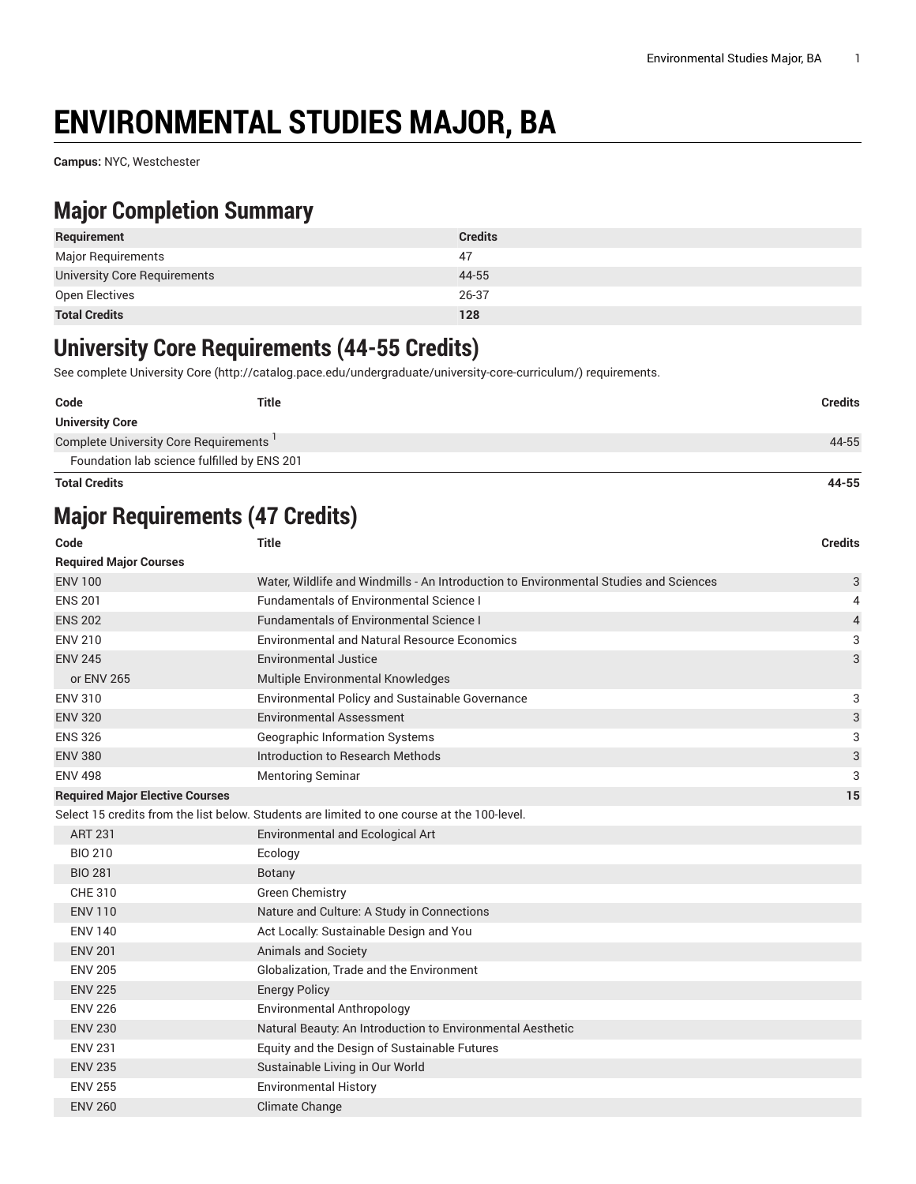# ENVIRONMENTAL STUDIES MAJOR, BA

**Campus:** NYC, Westchester

## Major Completion Summary

| Requirement | Credits |
|---|---|
| Major Requirements | 47 |
| University Core Requirements | 44-55 |
| Open Electives | 26-37 |
| **Total Credits** | **128** |

## University Core Requirements (44-55 Credits)

See complete University Core (http://catalog.pace.edu/undergraduate/university-core-curriculum/) requirements.

| Code | Title | Credits |
|---|---|---|
| **University Core** | | |
| Complete University Core Requirements [1] | | 44-55 |
| Foundation lab science fulfilled by ENS 201 | | |
| **Total Credits** | | **44-55** |

## Major Requirements (47 Credits)

| Code | Title | Credits |
|---|---|---|
| **Required Major Courses** | | |
| ENV 100 | Water, Wildlife and Windmills - An Introduction to Environmental Studies and Sciences | 3 |
| ENS 201 | Fundamentals of Environmental Science I | 4 |
| ENS 202 | Fundamentals of Environmental Science I | 4 |
| ENV 210 | Environmental and Natural Resource Economics | 3 |
| ENV 245 | Environmental Justice | 3 |
| or ENV 265 | Multiple Environmental Knowledges | |
| ENV 310 | Environmental Policy and Sustainable Governance | 3 |
| ENV 320 | Environmental Assessment | 3 |
| ENS 326 | Geographic Information Systems | 3 |
| ENV 380 | Introduction to Research Methods | 3 |
| ENV 498 | Mentoring Seminar | 3 |
| **Required Major Elective Courses** | | **15** |
| Select 15 credits from the list below. Students are limited to one course at the 100-level. | | |
| ART 231 | Environmental and Ecological Art | |
| BIO 210 | Ecology | |
| BIO 281 | Botany | |
| CHE 310 | Green Chemistry | |
| ENV 110 | Nature and Culture: A Study in Connections | |
| ENV 140 | Act Locally: Sustainable Design and You | |
| ENV 201 | Animals and Society | |
| ENV 205 | Globalization, Trade and the Environment | |
| ENV 225 | Energy Policy | |
| ENV 226 | Environmental Anthropology | |
| ENV 230 | Natural Beauty: An Introduction to Environmental Aesthetic | |
| ENV 231 | Equity and the Design of Sustainable Futures | |
| ENV 235 | Sustainable Living in Our World | |
| ENV 255 | Environmental History | |
| ENV 260 | Climate Change | |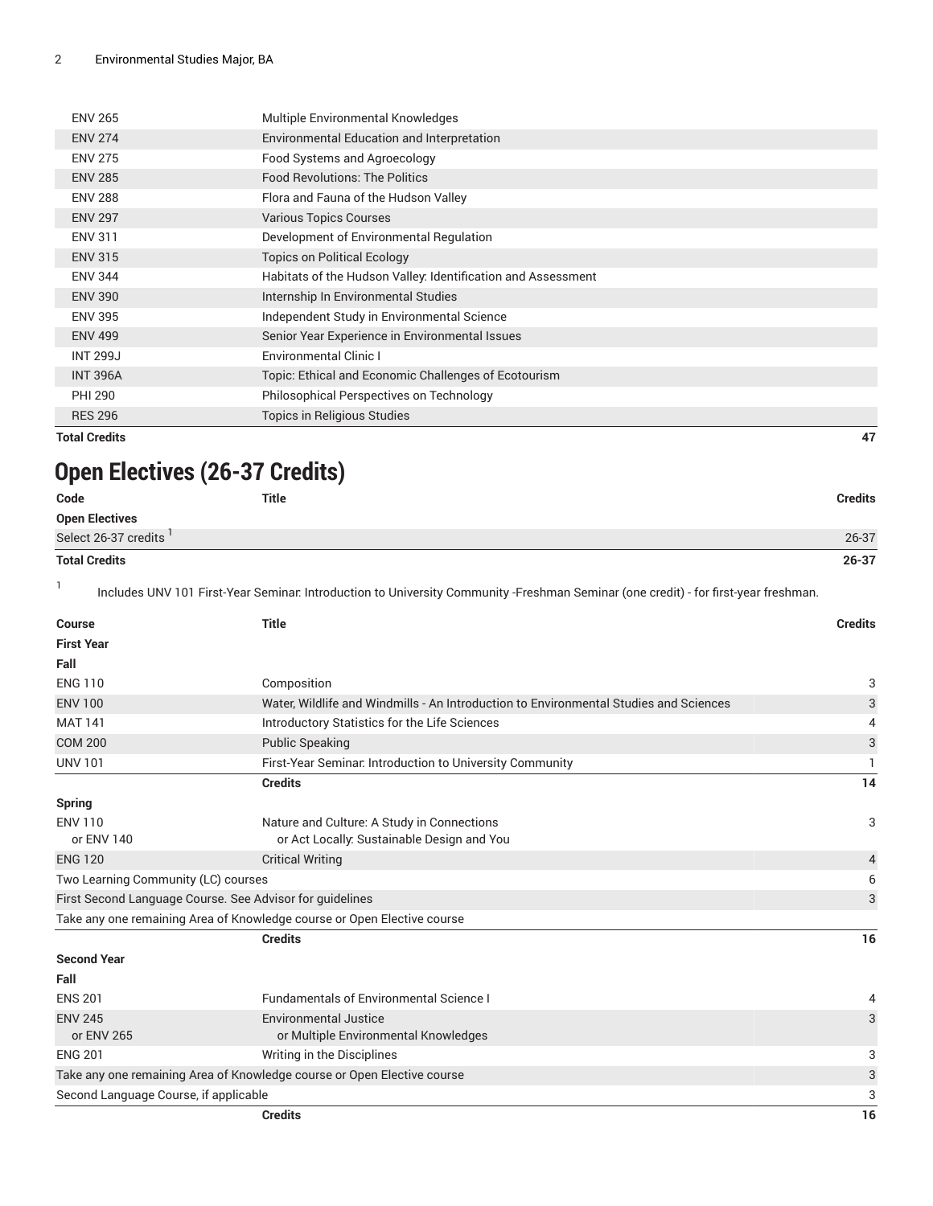| Code | Title | Credits |
|---|---|---|
| ENV 265 | Multiple Environmental Knowledges | |
| ENV 274 | Environmental Education and Interpretation | |
| ENV 275 | Food Systems and Agroecology | |
| ENV 285 | Food Revolutions: The Politics | |
| ENV 288 | Flora and Fauna of the Hudson Valley | |
| ENV 297 | Various Topics Courses | |
| ENV 311 | Development of Environmental Regulation | |
| ENV 315 | Topics on Political Ecology | |
| ENV 344 | Habitats of the Hudson Valley: Identification and Assessment | |
| ENV 390 | Internship In Environmental Studies | |
| ENV 395 | Independent Study in Environmental Science | |
| ENV 499 | Senior Year Experience in Environmental Issues | |
| INT 299J | Environmental Clinic I | |
| INT 396A | Topic: Ethical and Economic Challenges of Ecotourism | |
| PHI 290 | Philosophical Perspectives on Technology | |
| RES 296 | Topics in Religious Studies | |
| **Total Credits** | | **47** |

## Open Electives (26-37 Credits)

| Code | Title | Credits |
|---|---|---|
| **Open Electives** | | |
| Select 26-37 credits [1] | | 26-37 |
| **Total Credits** | | **26-37** |

[1] Includes UNV 101 First-Year Seminar: Introduction to University Community -Freshman Seminar (one credit) - for first-year freshman.

| Course | Title | Credits |
|---|---|---|
| **First Year** | | |
| **Fall** | | |
| ENG 110 | Composition | 3 |
| ENV 100 | Water, Wildlife and Windmills - An Introduction to Environmental Studies and Sciences | 3 |
| MAT 141 | Introductory Statistics for the Life Sciences | 4 |
| COM 200 | Public Speaking | 3 |
| UNV 101 | First-Year Seminar: Introduction to University Community | 1 |
| | **Credits** | **14** |
| **Spring** | | |
| ENV 110<br>or ENV 140 | Nature and Culture: A Study in Connections<br>or Act Locally: Sustainable Design and You | 3 |
| ENG 120 | Critical Writing | 4 |
| Two Learning Community (LC) courses | | 6 |
| First Second Language Course. See Advisor for guidelines | | 3 |
| Take any one remaining Area of Knowledge course or Open Elective course | | |
| | **Credits** | **16** |
| **Second Year** | | |
| **Fall** | | |
| ENS 201 | Fundamentals of Environmental Science I | 4 |
| ENV 245<br>or ENV 265 | Environmental Justice<br>or Multiple Environmental Knowledges | 3 |
| ENG 201 | Writing in the Disciplines | 3 |
| Take any one remaining Area of Knowledge course or Open Elective course | | 3 |
| Second Language Course, if applicable | | 3 |
| | **Credits** | **16** |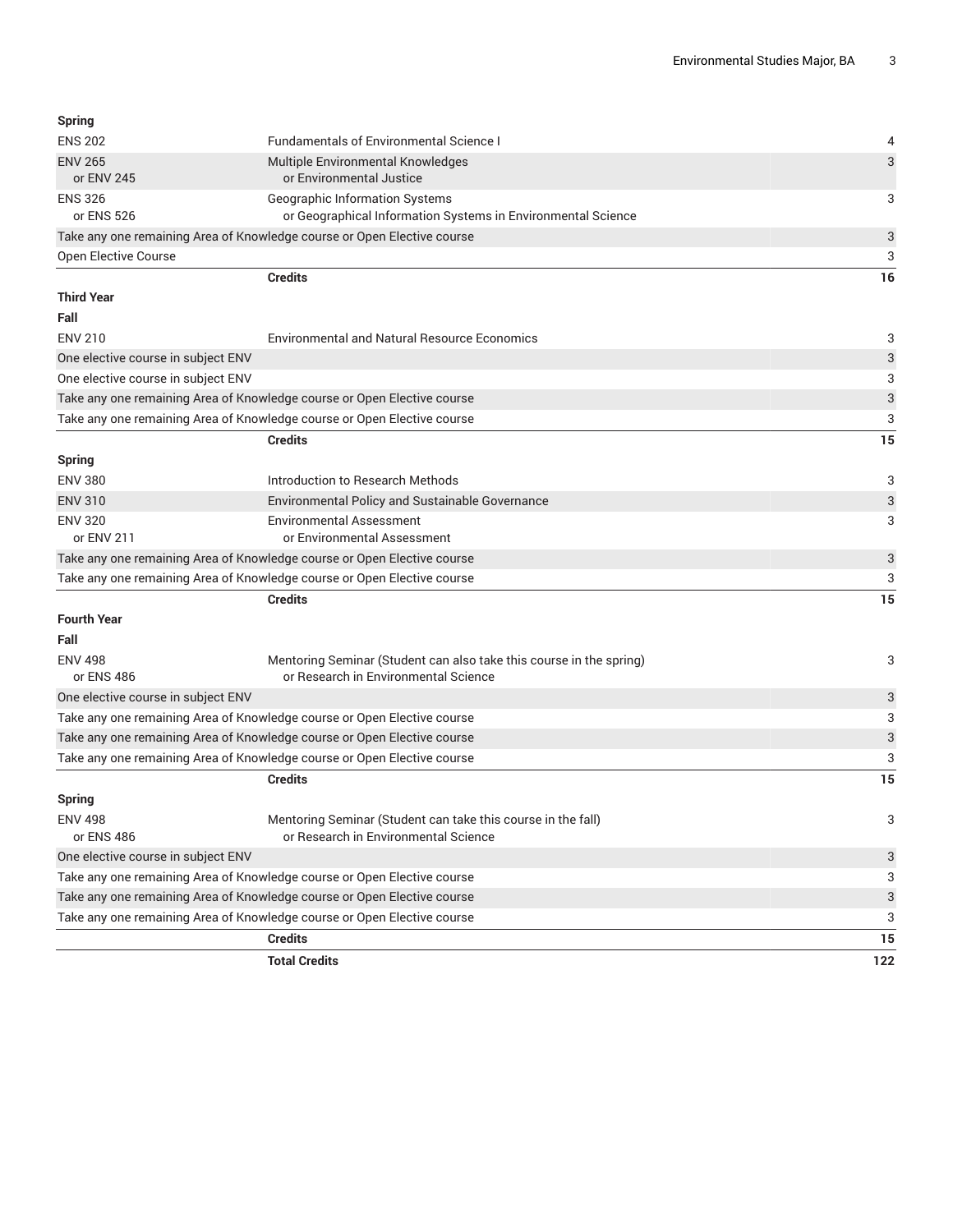| | | |
|---|---|---|
| **Spring** | | |
| ENS 202 | Fundamentals of Environmental Science I | 4 |
| ENV 265<br>or ENV 245 | Multiple Environmental Knowledges<br>or Environmental Justice | 3 |
| ENS 326<br>or ENS 526 | Geographic Information Systems<br>or Geographical Information Systems in Environmental Science | 3 |
| Take any one remaining Area of Knowledge course or Open Elective course | | 3 |
| Open Elective Course | | 3 |
| | **Credits** | **16** |
| **Third Year** | | |
| **Fall** | | |
| ENV 210 | Environmental and Natural Resource Economics | 3 |
| One elective course in subject ENV | | 3 |
| One elective course in subject ENV | | 3 |
| Take any one remaining Area of Knowledge course or Open Elective course | | 3 |
| Take any one remaining Area of Knowledge course or Open Elective course | | 3 |
| | **Credits** | **15** |
| **Spring** | | |
| ENV 380 | Introduction to Research Methods | 3 |
| ENV 310 | Environmental Policy and Sustainable Governance | 3 |
| ENV 320<br>or ENV 211 | Environmental Assessment<br>or Environmental Assessment | 3 |
| Take any one remaining Area of Knowledge course or Open Elective course | | 3 |
| Take any one remaining Area of Knowledge course or Open Elective course | | 3 |
| | **Credits** | **15** |
| **Fourth Year** | | |
| **Fall** | | |
| ENV 498<br>or ENS 486 | Mentoring Seminar (Student can also take this course in the spring)<br>or Research in Environmental Science | 3 |
| One elective course in subject ENV | | 3 |
| Take any one remaining Area of Knowledge course or Open Elective course | | 3 |
| Take any one remaining Area of Knowledge course or Open Elective course | | 3 |
| Take any one remaining Area of Knowledge course or Open Elective course | | 3 |
| | **Credits** | **15** |
| **Spring** | | |
| ENV 498<br>or ENS 486 | Mentoring Seminar (Student can take this course in the fall)<br>or Research in Environmental Science | 3 |
| One elective course in subject ENV | | 3 |
| Take any one remaining Area of Knowledge course or Open Elective course | | 3 |
| Take any one remaining Area of Knowledge course or Open Elective course | | 3 |
| Take any one remaining Area of Knowledge course or Open Elective course | | 3 |
| | **Credits** | **15** |
| | **Total Credits** | **122** |